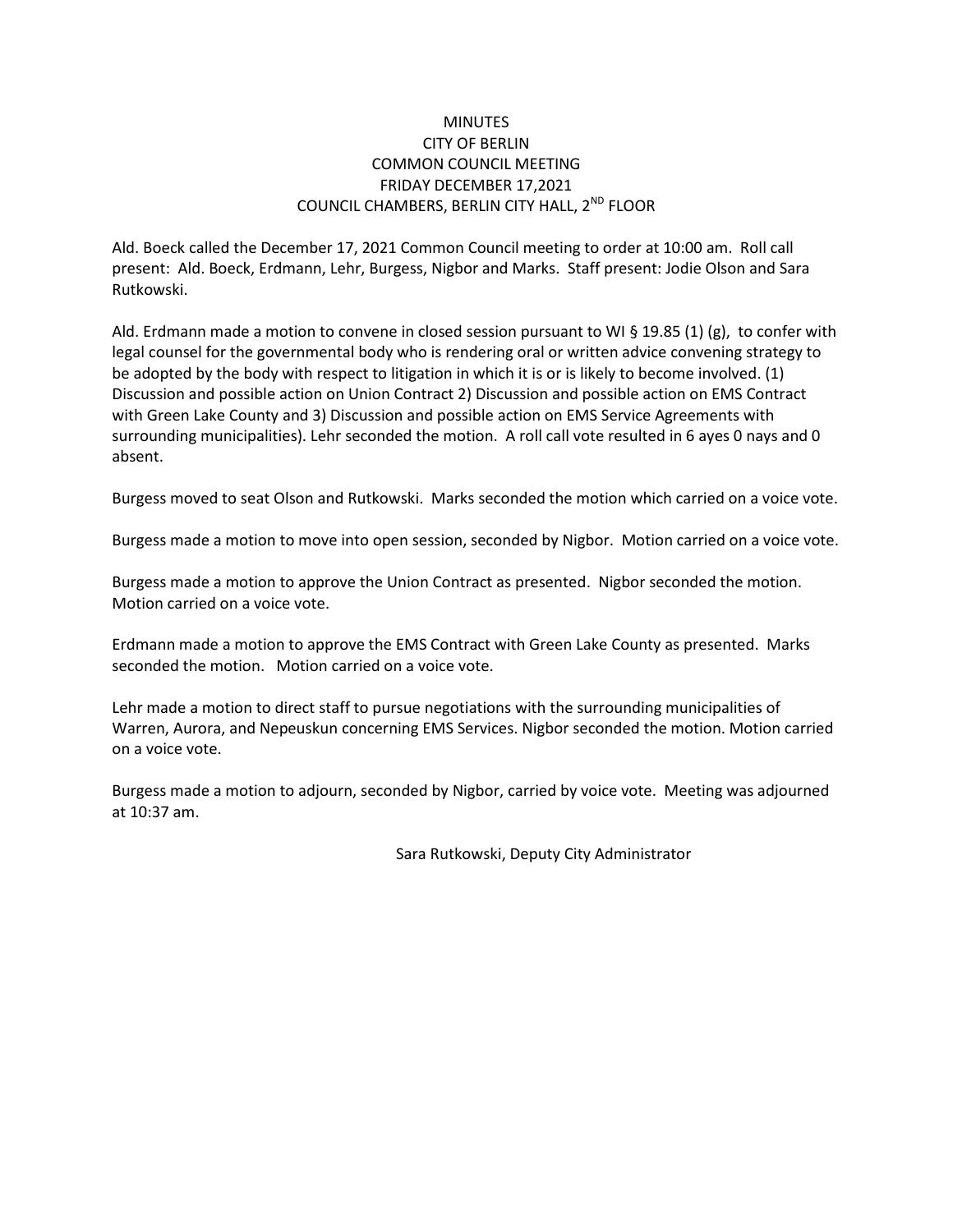# MINUTES
# CITY OF BERLIN
# COMMON COUNCIL MEETING
# FRIDAY DECEMBER 17,2021
# COUNCIL CHAMBERS, BERLIN CITY HALL, 2ND FLOOR

Ald. Boeck called the December 17, 2021 Common Council meeting to order at 10:00 am. Roll call present: Ald. Boeck, Erdmann, Lehr, Burgess, Nigbor and Marks. Staff present: Jodie Olson and Sara Rutkowski.

Ald. Erdmann made a motion to convene in closed session pursuant to WI § 19.85 (1) (g), to confer with legal counsel for the governmental body who is rendering oral or written advice convening strategy to be adopted by the body with respect to litigation in which it is or is likely to become involved. (1) Discussion and possible action on Union Contract 2) Discussion and possible action on EMS Contract with Green Lake County and 3) Discussion and possible action on EMS Service Agreements with surrounding municipalities). Lehr seconded the motion. A roll call vote resulted in 6 ayes 0 nays and 0 absent.

Burgess moved to seat Olson and Rutkowski. Marks seconded the motion which carried on a voice vote.

Burgess made a motion to move into open session, seconded by Nigbor. Motion carried on a voice vote.

Burgess made a motion to approve the Union Contract as presented. Nigbor seconded the motion. Motion carried on a voice vote.

Erdmann made a motion to approve the EMS Contract with Green Lake County as presented. Marks seconded the motion. Motion carried on a voice vote.

Lehr made a motion to direct staff to pursue negotiations with the surrounding municipalities of Warren, Aurora, and Nepeuskun concerning EMS Services. Nigbor seconded the motion. Motion carried on a voice vote.

Burgess made a motion to adjourn, seconded by Nigbor, carried by voice vote. Meeting was adjourned at 10:37 am.

Sara Rutkowski, Deputy City Administrator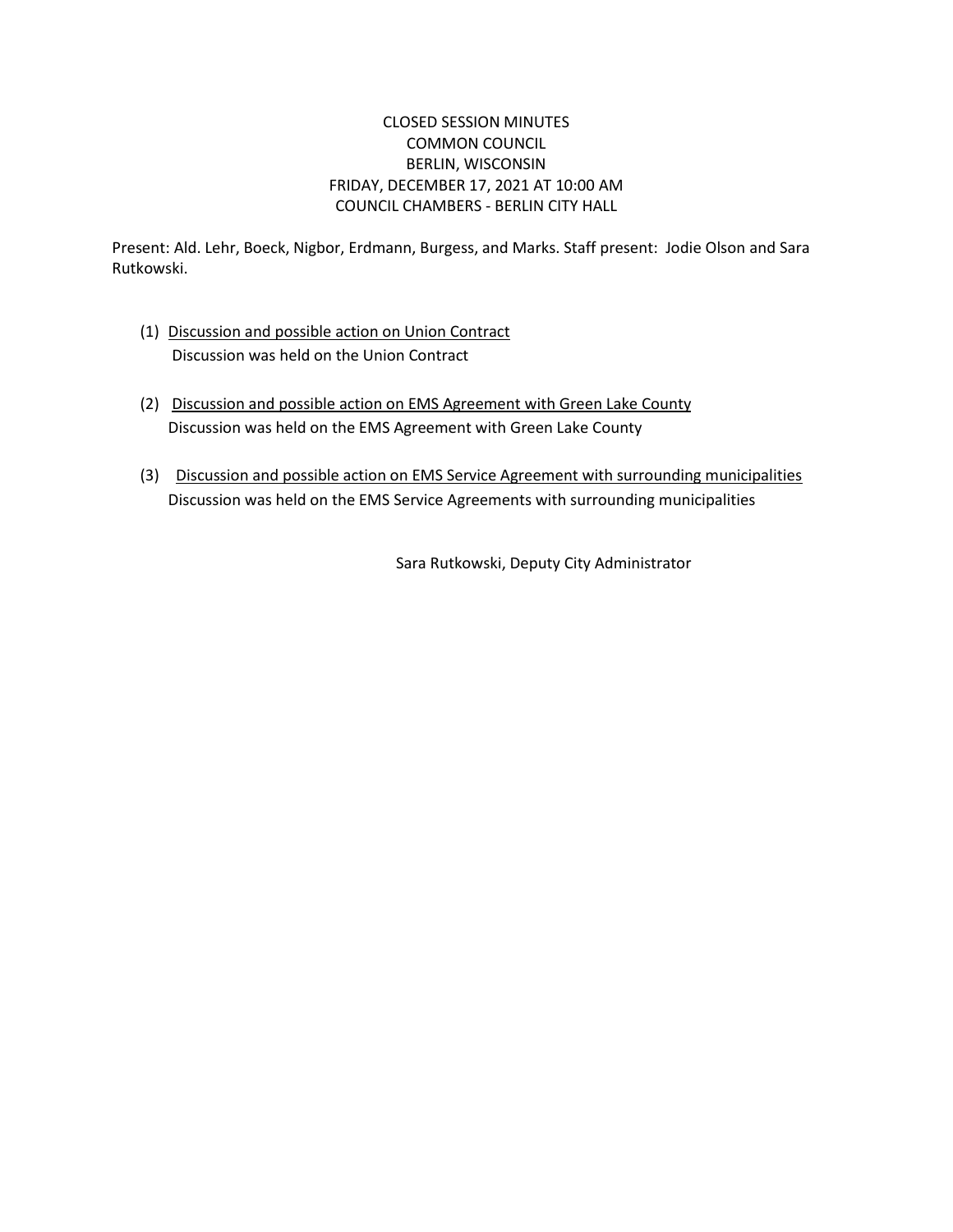# CLOSED SESSION MINUTES
# COMMON COUNCIL
# BERLIN, WISCONSIN
# FRIDAY, DECEMBER 17, 2021 AT 10:00 AM
# COUNCIL CHAMBERS - BERLIN CITY HALL

Present: Ald. Lehr, Boeck, Nigbor, Erdmann, Burgess, and Marks. Staff present: Jodie Olson and Sara Rutkowski.

(1) Discussion and possible action on Union Contract
Discussion was held on the Union Contract

(2) Discussion and possible action on EMS Agreement with Green Lake County
Discussion was held on the EMS Agreement with Green Lake County

(3) Discussion and possible action on EMS Service Agreement with surrounding municipalities
Discussion was held on the EMS Service Agreements with surrounding municipalities

Sara Rutkowski, Deputy City Administrator